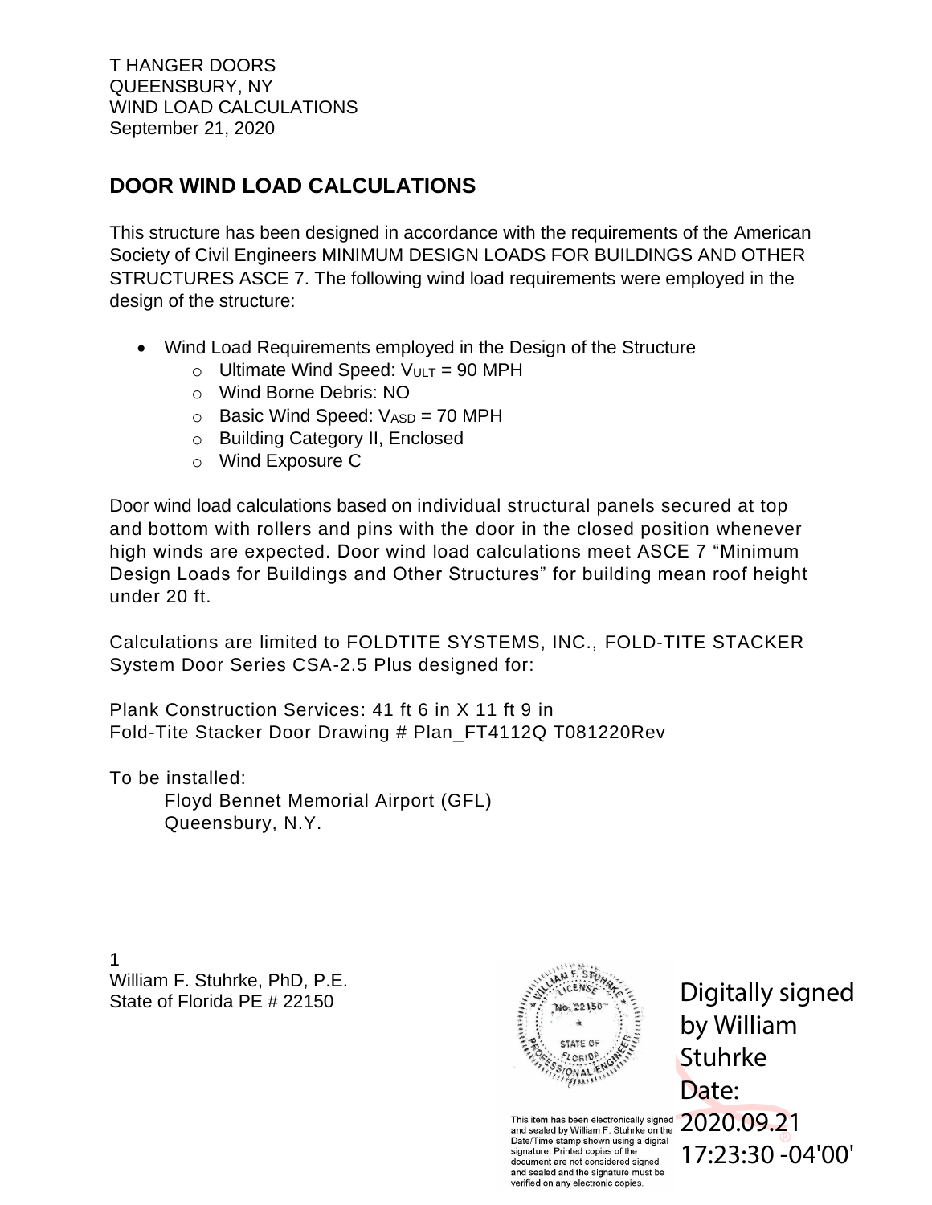T HANGER DOORS
QUEENSBURY, NY
WIND LOAD CALCULATIONS
September 21, 2020

## DOOR WIND LOAD CALCULATIONS

This structure has been designed in accordance with the requirements of the American Society of Civil Engineers MINIMUM DESIGN LOADS FOR BUILDINGS AND OTHER STRUCTURES ASCE 7. The following wind load requirements were employed in the design of the structure:

- Wind Load Requirements employed in the Design of the Structure
  - Ultimate Wind Speed: $V_{ULT}$ = 90 MPH
  - Wind Borne Debris: NO
  - Basic Wind Speed: $V_{ASD}$ = 70 MPH
  - Building Category II, Enclosed
  - Wind Exposure C

Door wind load calculations based on individual structural panels secured at top and bottom with rollers and pins with the door in the closed position whenever high winds are expected. Door wind load calculations meet ASCE 7 "Minimum Design Loads for Buildings and Other Structures" for building mean roof height under 20 ft.

Calculations are limited to FOLDTITE SYSTEMS, INC., FOLD-TITE STACKER System Door Series CSA-2.5 Plus designed for:

Plank Construction Services: 41 ft 6 in X 11 ft 9 in
Fold-Tite Stacker Door Drawing # Plan_FT4112Q T081220Rev

To be installed:
Floyd Bennet Memorial Airport (GFL)
Queensbury, N.Y.

William F. Stuhrke, PhD, P.E.
State of Florida PE # 22150

WILLIAM F. STUHRKE LICENSE No. 22150 STATE OF FLORIDA PROFESSIONAL ENGINEER

This item has been electronically signed and sealed by William F. Stuhrke on the Date/Time stamp shown using a digital signature. Printed copies of the document are not considered signed and sealed and the signature must be verified on any electronic copies.

Digitally signed by William Stuhrke
Date: 2020.09.21 17:23:30 -04'00'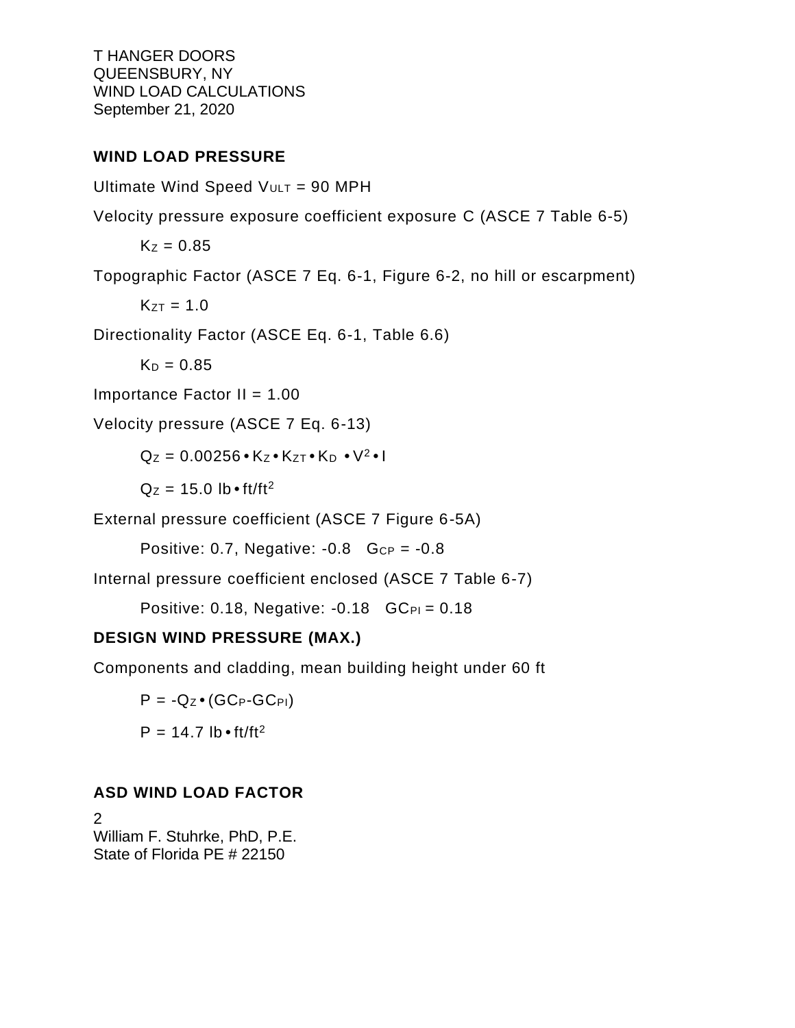T HANGER DOORS
QUEENSBURY, NY
WIND LOAD CALCULATIONS
September 21, 2020

## WIND LOAD PRESSURE

Ultimate Wind Speed $V_{ULT}$ = 90 MPH

Velocity pressure exposure coefficient exposure C (ASCE 7 Table 6-5)

$K_Z = 0.85$

Topographic Factor (ASCE 7 Eq. 6-1, Figure 6-2, no hill or escarpment)

$K_{ZT} = 1.0$

Directionality Factor (ASCE Eq. 6-1, Table 6.6)

$K_D = 0.85$

Importance Factor II = 1.00

Velocity pressure (ASCE 7 Eq. 6-13)

$Q_Z = 0.00256 \bullet K_Z \bullet K_{ZT} \bullet K_D \bullet V^2 \bullet I$

$Q_Z = 15.0 \text{ lb} \bullet \text{ft/ft}^2$

External pressure coefficient (ASCE 7 Figure 6-5A)

Positive: 0.7, Negative: -0.8 $GC_P = -0.8$

Internal pressure coefficient enclosed (ASCE 7 Table 6-7)

Positive: 0.18, Negative: -0.18 $GC_{PI} = 0.18$

## DESIGN WIND PRESSURE (MAX.)

Components and cladding, mean building height under 60 ft

$P = -Q_Z \bullet (GC_P - GC_{PI})$

$P = 14.7 \text{ lb} \bullet \text{ft/ft}^2$

## ASD WIND LOAD FACTOR

William F. Stuhrke, PhD, P.E.
State of Florida PE # 22150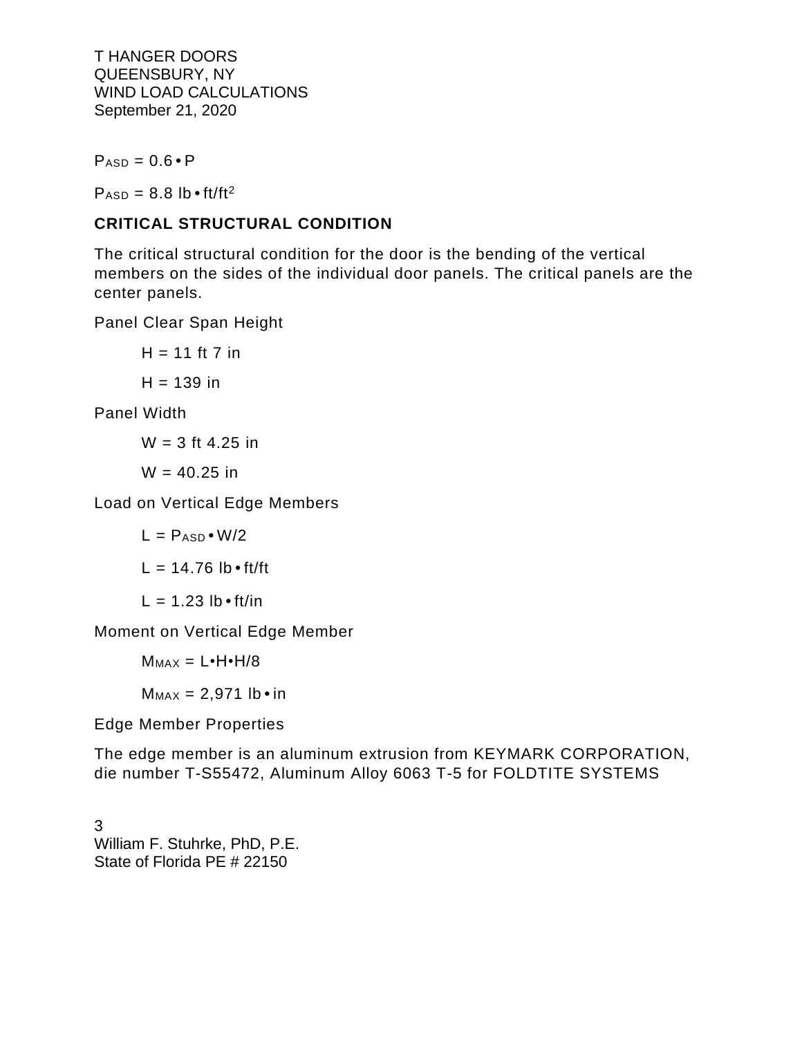$P_{ASD} = 0.6 \cdot P$

$P_{ASD} = 8.8\ lb \cdot ft/ft^2$

**CRITICAL STRUCTURAL CONDITION**

The critical structural condition for the door is the bending of the vertical members on the sides of the individual door panels. The critical panels are the center panels.

Panel Clear Span Height

$H = 11\ ft\ 7\ in$

$H = 139\ in$

Panel Width

$W = 3\ ft\ 4.25\ in$

$W = 40.25\ in$

Load on Vertical Edge Members

$L = P_{ASD} \cdot W/2$

$L = 14.76\ lb \cdot ft/ft$

$L = 1.23\ lb \cdot ft/in$

Moment on Vertical Edge Member

$M_{MAX} = L \cdot H \cdot H/8$

$M_{MAX} = 2{,}971\ lb \cdot in$

Edge Member Properties

The edge member is an aluminum extrusion from KEYMARK CORPORATION, die number T-S55472, Aluminum Alloy 6063 T-5 for FOLDTITE SYSTEMS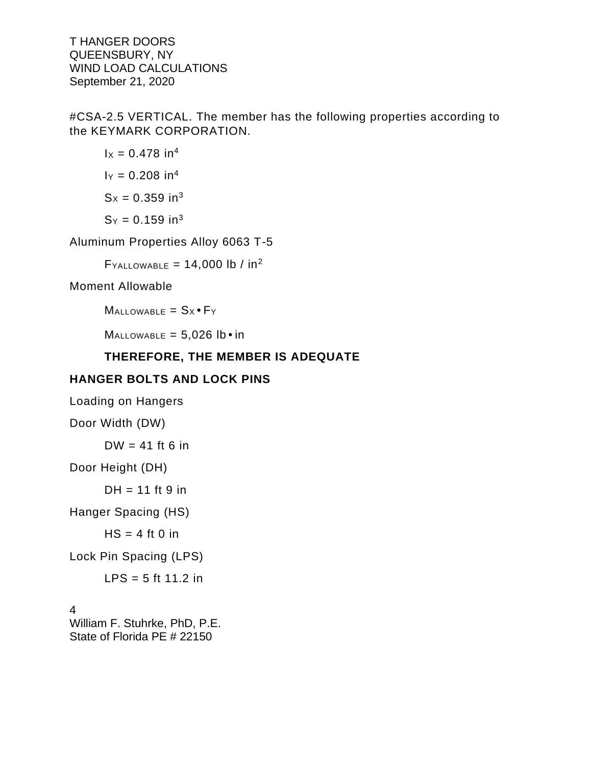#CSA-2.5 VERTICAL. The member has the following properties according to the KEYMARK CORPORATION.

$I_X = 0.478 \text{ in}^4$

$I_Y = 0.208 \text{ in}^4$

$S_X = 0.359 \text{ in}^3$

$S_Y = 0.159 \text{ in}^3$

Aluminum Properties Alloy 6063 T-5

$F_{YALLOWABLE} = 14{,}000 \text{ lb / in}^2$

Moment Allowable

$M_{ALLOWABLE} = S_X \bullet F_Y$

$M_{ALLOWABLE} = 5{,}026 \text{ lb} \bullet \text{in}$

**THEREFORE, THE MEMBER IS ADEQUATE**

**HANGER BOLTS AND LOCK PINS**

Loading on Hangers

Door Width (DW)

DW = 41 ft 6 in

Door Height (DH)

DH = 11 ft 9 in

Hanger Spacing (HS)

HS = 4 ft 0 in

Lock Pin Spacing (LPS)

LPS = 5 ft 11.2 in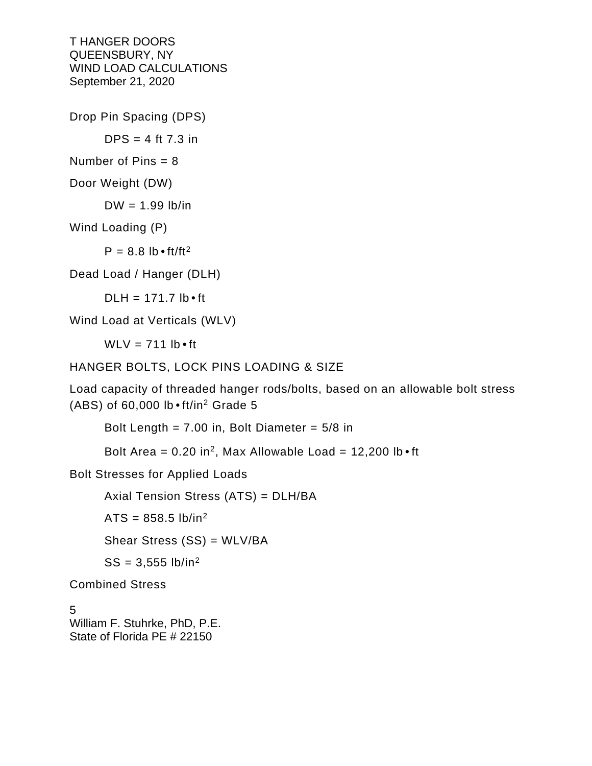Drop Pin Spacing (DPS)

DPS = 4 ft 7.3 in

Number of Pins = 8

Door Weight (DW)

DW = 1.99 lb/in

Wind Loading (P)

P = 8.8 lb•ft/ft$^2$

Dead Load / Hanger (DLH)

DLH = 171.7 lb•ft

Wind Load at Verticals (WLV)

WLV = 711 lb•ft

HANGER BOLTS, LOCK PINS LOADING & SIZE

Load capacity of threaded hanger rods/bolts, based on an allowable bolt stress (ABS) of 60,000 lb•ft/in$^2$ Grade 5

Bolt Length = 7.00 in, Bolt Diameter = 5/8 in

Bolt Area = 0.20 in$^2$, Max Allowable Load = 12,200 lb•ft

Bolt Stresses for Applied Loads

Axial Tension Stress (ATS) = DLH/BA

ATS = 858.5 lb/in$^2$

Shear Stress (SS) = WLV/BA

SS = 3,555 lb/in$^2$

Combined Stress

William F. Stuhrke, PhD, P.E.
State of Florida PE # 22150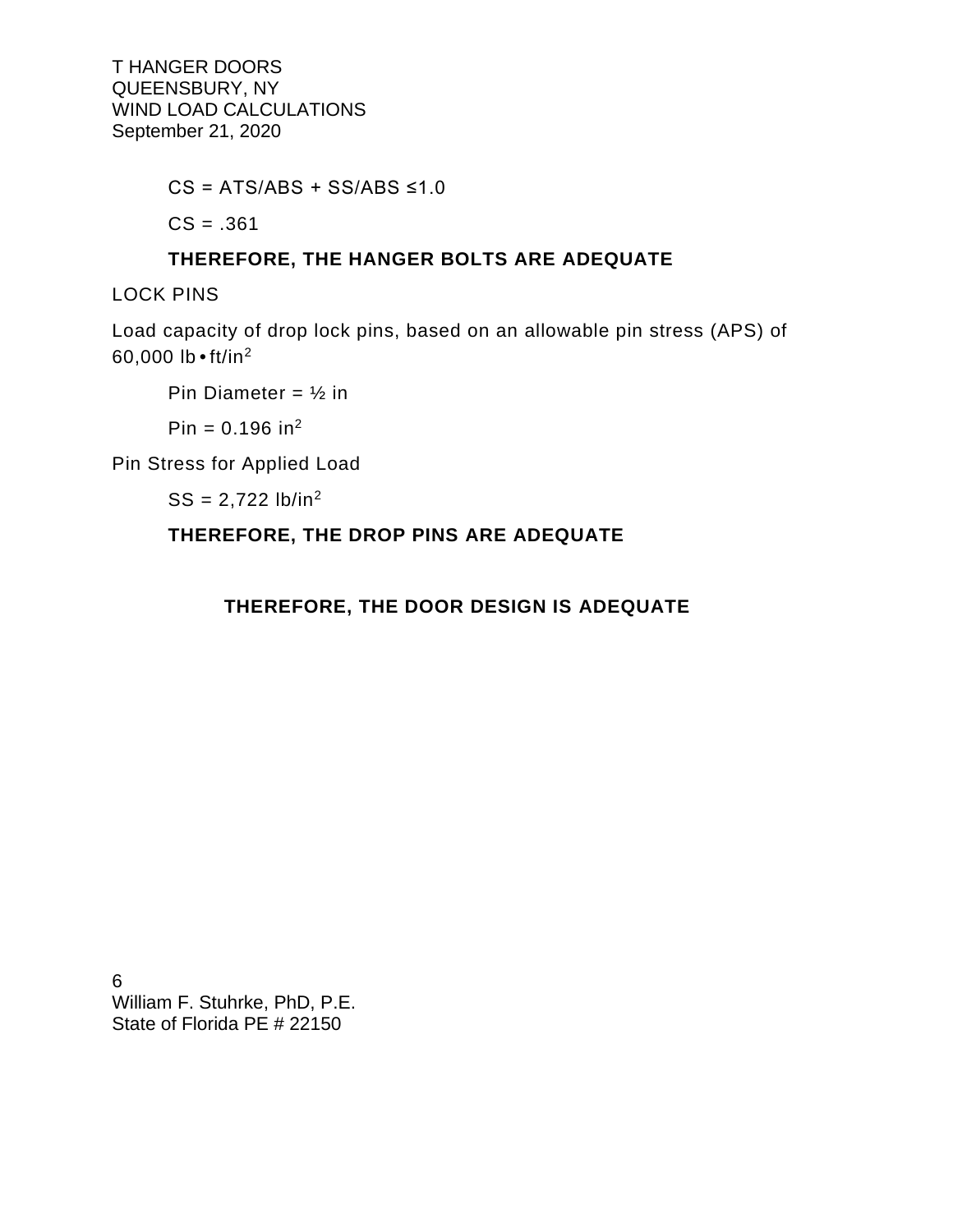CS = ATS/ABS + SS/ABS ≤1.0

CS = .361

**THEREFORE, THE HANGER BOLTS ARE ADEQUATE**

LOCK PINS

Load capacity of drop lock pins, based on an allowable pin stress (APS) of 60,000 lb • ft/in$^2$

Pin Diameter = ½ in

Pin = 0.196 in$^2$

Pin Stress for Applied Load

SS = 2,722 lb/in$^2$

**THEREFORE, THE DROP PINS ARE ADEQUATE**

**THEREFORE, THE DOOR DESIGN IS ADEQUATE**

William F. Stuhrke, PhD, P.E.
State of Florida PE # 22150